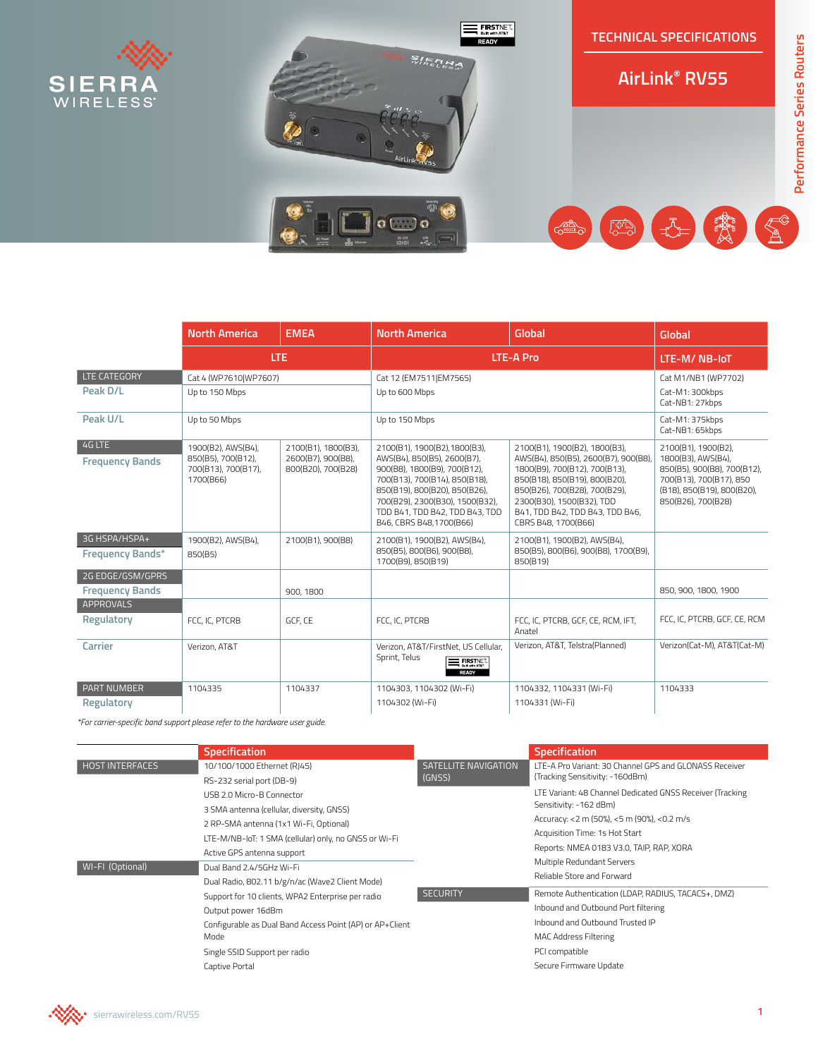# TECHNICAL SPECIFICATIONS

## AirLink® RV55

Performance Series Routers

| | North America | EMEA | North America | Global | Global |
|---|---|---|---|---|---|
| | LTE | | LTE-A Pro | | LTE-M/ NB-IoT |
| LTE CATEGORY | Cat 4 (WP7610/WP7607) | | Cat 12 (EM7511/EM7565) | | Cat M1/NB1 (WP7702) |
| Peak D/L | Up to 150 Mbps | | Up to 600 Mbps | | Cat-M1: 300kbps<br>Cat-NB1: 27kbps |
| Peak U/L | Up to 50 Mbps | | Up to 150 Mbps | | Cat-M1: 375kbps<br>Cat-NB1: 65kbps |
| 4G LTE<br>Frequency Bands | 1900(B2), AWS(B4), 850(B5), 700(B12), 700(B13), 700(B17), 1700(B66) | 2100(B1), 1800(B3), 2600(B7), 900(B8), 800(B20), 700(B28) | 2100(B1), 1900(B2),1800(B3), AWS(B4), 850(B5), 2600(B7), 900(B8), 1800(B9), 700(B12), 700(B13), 700(B14), 850(B18), 850(B19), 800(B20), 850(B26), 700(B29), 2300(B30), 1500(B32), TDD B41, TDD B42, TDD B43, TDD B46, CBRS B48,1700(B66) | 2100(B1), 1900(B2), 1800(B3), AWS(B4), 850(B5), 2600(B7), 900(B8), 1800(B9), 700(B12), 700(B13), 850(B18), 850(B19), 800(B20), 850(B26), 700(B28), 700(B29), 2300(B30), 1500(B32), TDD B41, TDD B42, TDD B43, TDD B46, CBRS B48, 1700(B66) | 2100(B1), 1900(B2), 1800(B3), AWS(B4), 850(B5), 900(B8), 700(B12), 700(B13), 700(B17), 850 (B18), 850(B19), 800(B20), 850(B26), 700(B28) |
| 3G HSPA/HSPA+<br>Frequency Bands* | 1900(B2), AWS(B4), 850(B5) | 2100(B1), 900(B8) | 2100(B1), 1900(B2), AWS(B4), 850(B5), 800(B6), 900(B8), 1700(B9), 850(B19) | 2100(B1), 1900(B2), AWS(B4), 850(B5), 800(B6), 900(B8), 1700(B9), 850(B19) | |
| 2G EDGE/GSM/GPRS<br>Frequency Bands | | 900, 1800 | | | 850, 900, 1800, 1900 |
| APPROVALS<br>Regulatory | FCC, IC, PTCRB | GCF, CE | FCC, IC, PTCRB | FCC, IC, PTCRB, GCF, CE, RCM, IFT, Anatel | FCC, IC, PTCRB, GCF, CE, RCM |
| Carrier | Verizon, AT&T | | Verizon, AT&T/FirstNet, US Cellular, Sprint, Telus (FIRSTNET READY) | Verizon, AT&T, Telstra(Planned) | Verizon(Cat-M), AT&T(Cat-M) |
| PART NUMBER<br>Regulatory | 1104335 | 1104337 | 1104303, 1104302 (Wi-Fi)<br>1104302 (Wi-Fi) | 1104332, 1104331 (Wi-Fi)<br>1104331 (Wi-Fi) | 1104333 |

*For carrier-specific band support please refer to the hardware user guide.*

| | Specification |
|---|---|
| HOST INTERFACES | 10/100/1000 Ethernet (RJ45)<br>RS-232 serial port (DB-9)<br>USB 2.0 Micro-B Connector<br>3 SMA antenna (cellular, diversity, GNSS)<br>2 RP-SMA antenna (1x1 Wi-Fi, Optional)<br>LTE-M/NB-IoT: 1 SMA (cellular) only, no GNSS or Wi-Fi<br>Active GPS antenna support |
| WI-FI (Optional) | Dual Band 2.4/5GHz Wi-Fi<br>Dual Radio, 802.11 b/g/n/ac (Wave2 Client Mode)<br>Support for 10 clients, WPA2 Enterprise per radio<br>Output power 16dBm<br>Configurable as Dual Band Access Point (AP) or AP+Client Mode<br>Single SSID Support per radio<br>Captive Portal |

| | Specification |
|---|---|
| SATELLITE NAVIGATION (GNSS) | LTE-A Pro Variant: 30 Channel GPS and GLONASS Receiver (Tracking Sensitivity: -160dBm)<br>LTE Variant: 48 Channel Dedicated GNSS Receiver (Tracking Sensitivity: -162 dBm)<br>Accuracy: <2 m (50%), <5 m (90%), <0.2 m/s<br>Acquisition Time: 1s Hot Start<br>Reports: NMEA 0183 V3.0, TAIP, RAP, XORA<br>Multiple Redundant Servers<br>Reliable Store and Forward |
| SECURITY | Remote Authentication (LDAP, RADIUS, TACACS+, DMZ)<br>Inbound and Outbound Port filtering<br>Inbound and Outbound Trusted IP<br>MAC Address Filtering<br>PCI compatible<br>Secure Firmware Update |

sierrawireless.com/RV55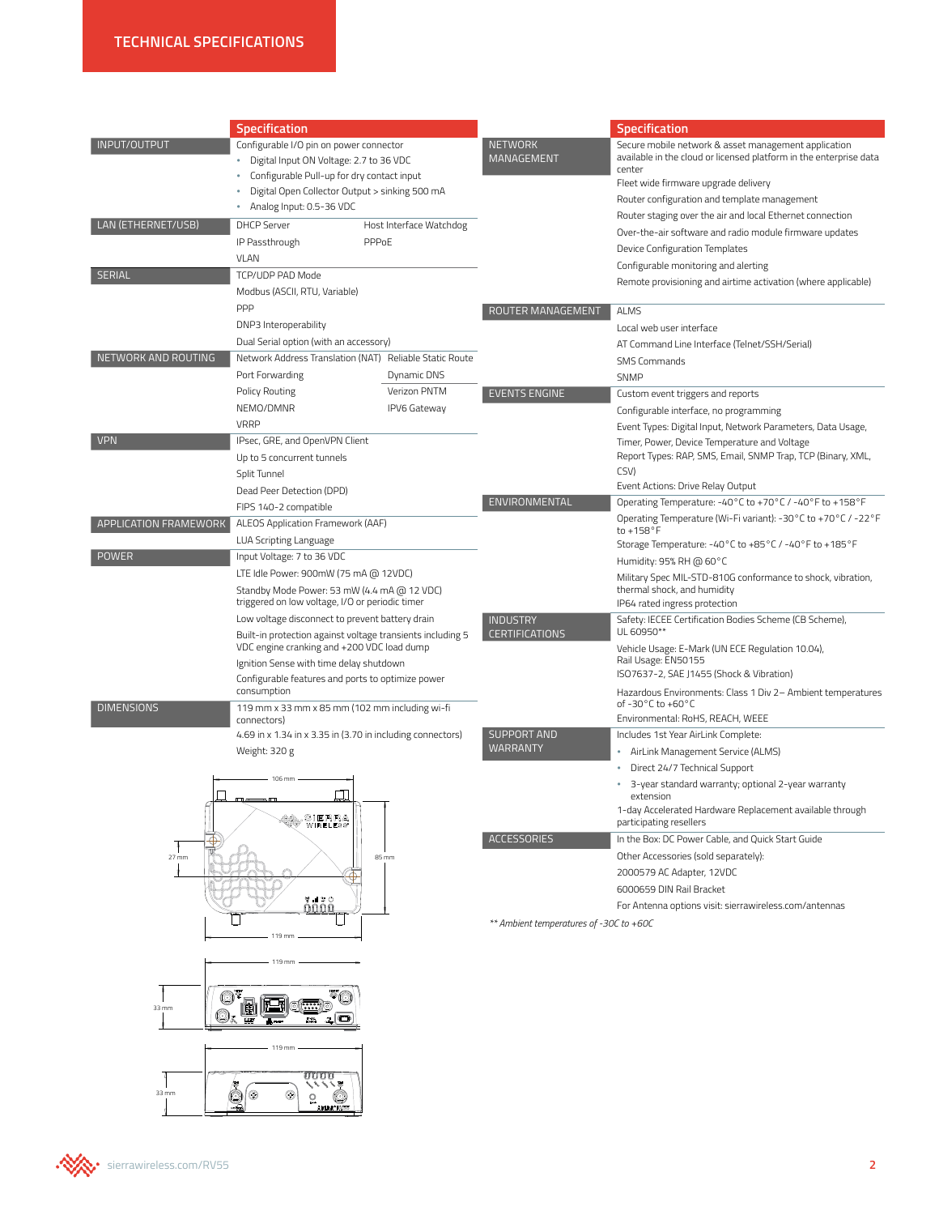## TECHNICAL SPECIFICATIONS

| | Specification |
|---|---|
| INPUT/OUTPUT | Configurable I/O pin on power connector<br>• Digital Input ON Voltage: 2.7 to 36 VDC<br>• Configurable Pull-up for dry contact input<br>• Digital Open Collector Output > sinking 500 mA<br>• Analog Input: 0.5-36 VDC |
| LAN (ETHERNET/USB) | DHCP Server<br>Host Interface Watchdog<br>IP Passthrough<br>PPPoE<br>VLAN |
| SERIAL | TCP/UDP PAD Mode<br>Modbus (ASCII, RTU, Variable)<br>PPP<br>DNP3 Interoperability<br>Dual Serial option (with an accessory) |
| NETWORK AND ROUTING | Network Address Translation (NAT)<br>Reliable Static Route<br>Port Forwarding<br>Dynamic DNS<br>Policy Routing<br>Verizon PNTM<br>NEMO/DMNR<br>IPV6 Gateway<br>VRRP |
| VPN | IPsec, GRE, and OpenVPN Client<br>Up to 5 concurrent tunnels<br>Split Tunnel<br>Dead Peer Detection (DPD)<br>FIPS 140-2 compatible |
| APPLICATION FRAMEWORK | ALEOS Application Framework (AAF)<br>LUA Scripting Language |
| POWER | Input Voltage: 7 to 36 VDC<br>LTE Idle Power: 900mW (75 mA @ 12VDC)<br>Standby Mode Power: 53 mW (4.4 mA @ 12 VDC) triggered on low voltage, I/O or periodic timer<br>Low voltage disconnect to prevent battery drain<br>Built-in protection against voltage transients including 5 VDC engine cranking and +200 VDC load dump<br>Ignition Sense with time delay shutdown<br>Configurable features and ports to optimize power consumption |
| DIMENSIONS | 119 mm x 33 mm x 85 mm (102 mm including wi-fi connectors)<br>4.69 in x 1.34 in x 3.35 in (3.70 in including connectors)<br>Weight: 320 g |

| | Specification |
|---|---|
| NETWORK MANAGEMENT | Secure mobile network & asset management application available in the cloud or licensed platform in the enterprise data center<br>Fleet wide firmware upgrade delivery<br>Router configuration and template management<br>Router staging over the air and local Ethernet connection<br>Over-the-air software and radio module firmware updates<br>Device Configuration Templates<br>Configurable monitoring and alerting<br>Remote provisioning and airtime activation (where applicable) |
| ROUTER MANAGEMENT | ALMS<br>Local web user interface<br>AT Command Line Interface (Telnet/SSH/Serial)<br>SMS Commands<br>SNMP |
| EVENTS ENGINE | Custom event triggers and reports<br>Configurable interface, no programming<br>Event Types: Digital Input, Network Parameters, Data Usage, Timer, Power, Device Temperature and Voltage<br>Report Types: RAP, SMS, Email, SNMP Trap, TCP (Binary, XML, CSV)<br>Event Actions: Drive Relay Output |
| ENVIRONMENTAL | Operating Temperature: -40°C to +70°C / -40°F to +158°F<br>Operating Temperature (Wi-Fi variant): -30°C to +70°C / -22°F to +158°F<br>Storage Temperature: -40°C to +85°C / -40°F to +185°F<br>Humidity: 95% RH @ 60°C<br>Military Spec MIL-STD-810G conformance to shock, vibration, thermal shock, and humidity<br>IP64 rated ingress protection |
| INDUSTRY CERTIFICATIONS | Safety: IECEE Certification Bodies Scheme (CB Scheme), UL 60950**<br>Vehicle Usage: E-Mark (UN ECE Regulation 10.04), Rail Usage: EN50155<br>ISO7637-2, SAE J1455 (Shock & Vibration)<br>Hazardous Environments: Class 1 Div 2– Ambient temperatures of -30°C to +60°C<br>Environmental: RoHS, REACH, WEEE |
| SUPPORT AND WARRANTY | Includes 1st Year AirLink Complete:<br>• AirLink Management Service (ALMS)<br>• Direct 24/7 Technical Support<br>• 3-year standard warranty; optional 2-year warranty extension<br>1-day Accelerated Hardware Replacement available through participating resellers |
| ACCESSORIES | In the Box: DC Power Cable, and Quick Start Guide<br>Other Accessories (sold separately):<br>2000579 AC Adapter, 12VDC<br>6000659 DIN Rail Bracket<br>For Antenna options visit: sierrawireless.com/antennas |

*** Ambient temperatures of -30C to +60C*

106 mm · 27 mm · 85 mm · 119 mm

119 mm · 33 mm

119 mm · 33 mm

sierrawireless.com/RV55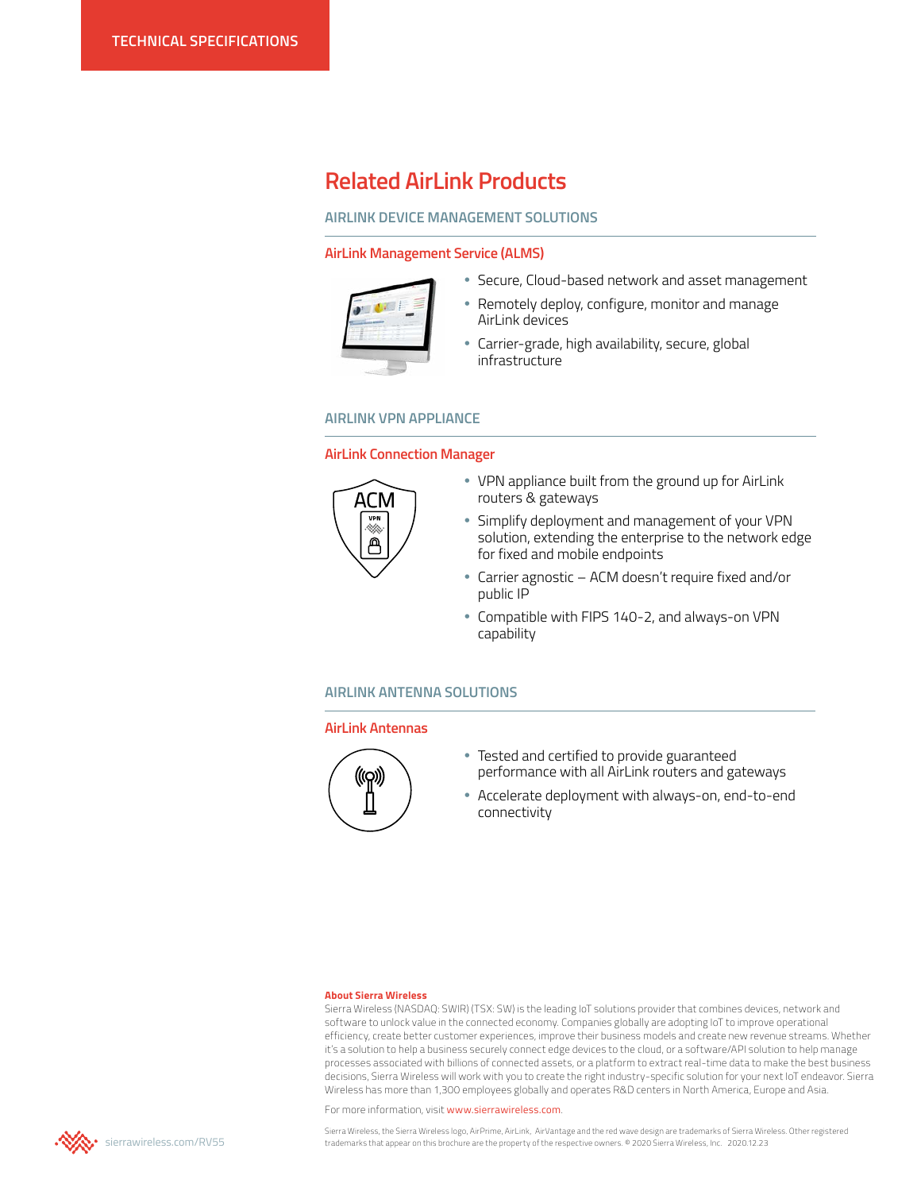## Related AirLink Products

### AIRLINK DEVICE MANAGEMENT SOLUTIONS

#### AirLink Management Service (ALMS)

- Secure, Cloud-based network and asset management
- Remotely deploy, configure, monitor and manage AirLink devices
- Carrier-grade, high availability, secure, global infrastructure

### AIRLINK VPN APPLIANCE

#### AirLink Connection Manager

- VPN appliance built from the ground up for AirLink routers & gateways
- Simplify deployment and management of your VPN solution, extending the enterprise to the network edge for fixed and mobile endpoints
- Carrier agnostic – ACM doesn't require fixed and/or public IP
- Compatible with FIPS 140-2, and always-on VPN capability

### AIRLINK ANTENNA SOLUTIONS

#### AirLink Antennas

- Tested and certified to provide guaranteed performance with all AirLink routers and gateways
- Accelerate deployment with always-on, end-to-end connectivity

**About Sierra Wireless**

Sierra Wireless (NASDAQ: SWIR) (TSX: SW) is the leading IoT solutions provider that combines devices, network and software to unlock value in the connected economy. Companies globally are adopting IoT to improve operational efficiency, create better customer experiences, improve their business models and create new revenue streams. Whether it's a solution to help a business securely connect edge devices to the cloud, or a software/API solution to help manage processes associated with billions of connected assets, or a platform to extract real-time data to make the best business decisions, Sierra Wireless will work with you to create the right industry-specific solution for your next IoT endeavor. Sierra Wireless has more than 1,300 employees globally and operates R&D centers in North America, Europe and Asia.

For more information, visit www.sierrawireless.com.

Sierra Wireless, the Sierra Wireless logo, AirPrime, AirLink, AirVantage and the red wave design are trademarks of Sierra Wireless. Other registered trademarks that appear on this brochure are the property of the respective owners. © 2020 Sierra Wireless, Inc. 2020.12.23

sierrawireless.com/RV55